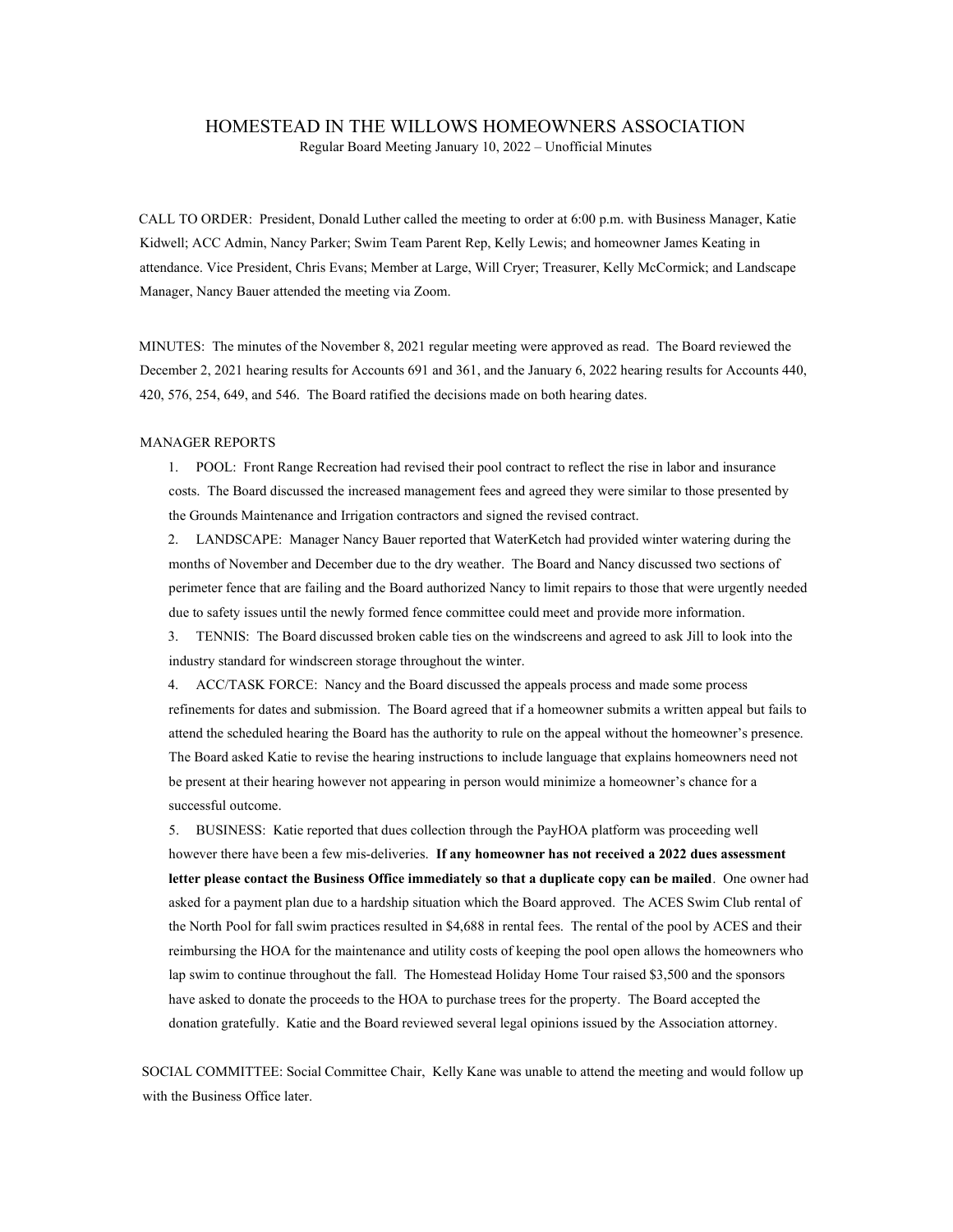# HOMESTEAD IN THE WILLOWS HOMEOWNERS ASSOCIATION

Regular Board Meeting January 10, 2022 – Unofficial Minutes

CALL TO ORDER: President, Donald Luther called the meeting to order at 6:00 p.m. with Business Manager, Katie Kidwell; ACC Admin, Nancy Parker; Swim Team Parent Rep, Kelly Lewis; and homeowner James Keating in attendance. Vice President, Chris Evans; Member at Large, Will Cryer; Treasurer, Kelly McCormick; and Landscape Manager, Nancy Bauer attended the meeting via Zoom.

MINUTES: The minutes of the November 8, 2021 regular meeting were approved as read. The Board reviewed the December 2, 2021 hearing results for Accounts 691 and 361, and the January 6, 2022 hearing results for Accounts 440, 420, 576, 254, 649, and 546. The Board ratified the decisions made on both hearing dates.

MANAGER REPORTS

1. POOL: Front Range Recreation had revised their pool contract to reflect the rise in labor and insurance costs. The Board discussed the increased management fees and agreed they were similar to those presented by the Grounds Maintenance and Irrigation contractors and signed the revised contract.
2. LANDSCAPE: Manager Nancy Bauer reported that WaterKetch had provided winter watering during the months of November and December due to the dry weather. The Board and Nancy discussed two sections of perimeter fence that are failing and the Board authorized Nancy to limit repairs to those that were urgently needed due to safety issues until the newly formed fence committee could meet and provide more information.
3. TENNIS: The Board discussed broken cable ties on the windscreens and agreed to ask Jill to look into the industry standard for windscreen storage throughout the winter.
4. ACC/TASK FORCE: Nancy and the Board discussed the appeals process and made some process refinements for dates and submission. The Board agreed that if a homeowner submits a written appeal but fails to attend the scheduled hearing the Board has the authority to rule on the appeal without the homeowner's presence. The Board asked Katie to revise the hearing instructions to include language that explains homeowners need not be present at their hearing however not appearing in person would minimize a homeowner's chance for a successful outcome.
5. BUSINESS: Katie reported that dues collection through the PayHOA platform was proceeding well however there have been a few mis-deliveries. **If any homeowner has not received a 2022 dues assessment letter please contact the Business Office immediately so that a duplicate copy can be mailed**. One owner had asked for a payment plan due to a hardship situation which the Board approved. The ACES Swim Club rental of the North Pool for fall swim practices resulted in $4,688 in rental fees. The rental of the pool by ACES and their reimbursing the HOA for the maintenance and utility costs of keeping the pool open allows the homeowners who lap swim to continue throughout the fall. The Homestead Holiday Home Tour raised $3,500 and the sponsors have asked to donate the proceeds to the HOA to purchase trees for the property. The Board accepted the donation gratefully. Katie and the Board reviewed several legal opinions issued by the Association attorney.

SOCIAL COMMITTEE: Social Committee Chair, Kelly Kane was unable to attend the meeting and would follow up with the Business Office later.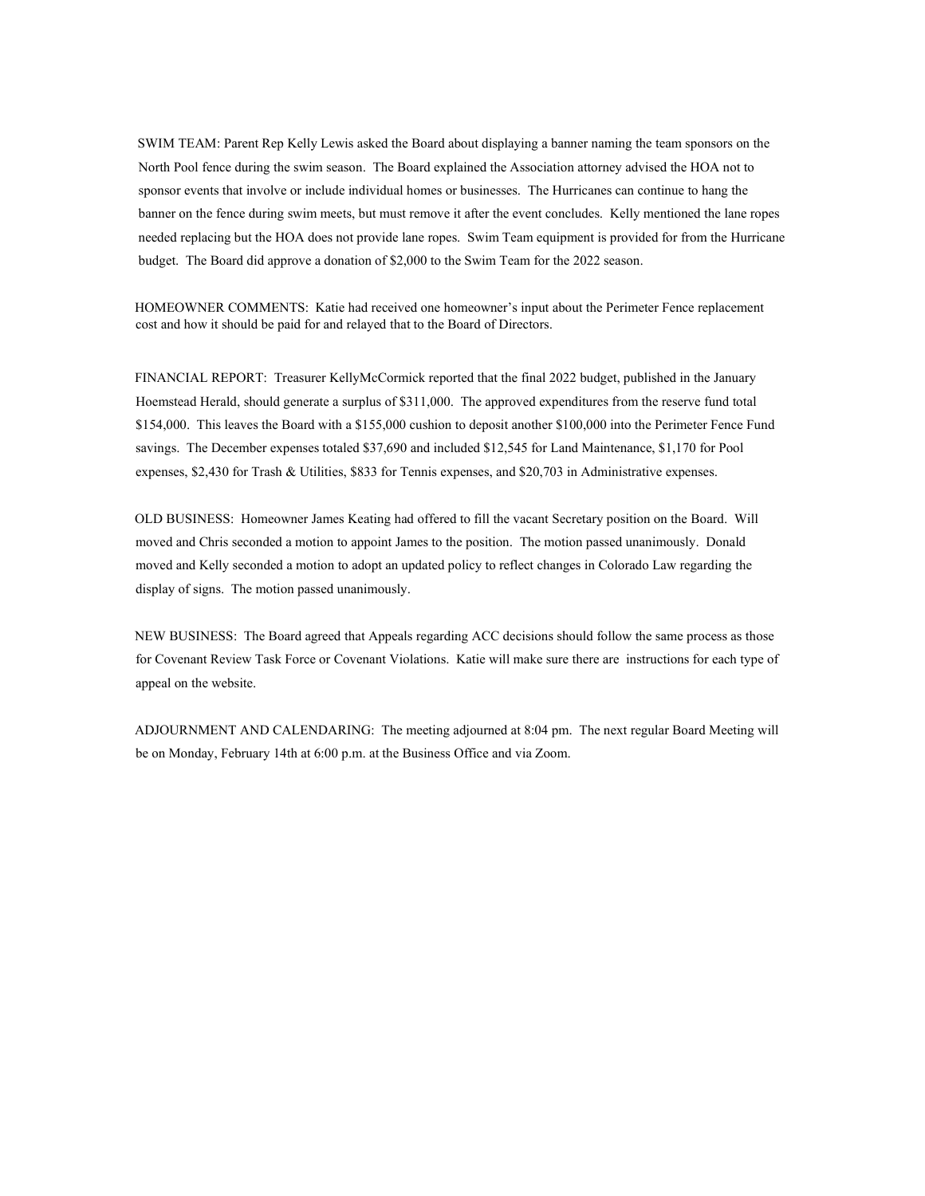SWIM TEAM: Parent Rep Kelly Lewis asked the Board about displaying a banner naming the team sponsors on the North Pool fence during the swim season. The Board explained the Association attorney advised the HOA not to sponsor events that involve or include individual homes or businesses. The Hurricanes can continue to hang the banner on the fence during swim meets, but must remove it after the event concludes. Kelly mentioned the lane ropes needed replacing but the HOA does not provide lane ropes. Swim Team equipment is provided for from the Hurricane budget. The Board did approve a donation of $2,000 to the Swim Team for the 2022 season.

HOMEOWNER COMMENTS: Katie had received one homeowner's input about the Perimeter Fence replacement cost and how it should be paid for and relayed that to the Board of Directors.

FINANCIAL REPORT: Treasurer KellyMcCormick reported that the final 2022 budget, published in the January Hoemstead Herald, should generate a surplus of $311,000. The approved expenditures from the reserve fund total $154,000. This leaves the Board with a $155,000 cushion to deposit another $100,000 into the Perimeter Fence Fund savings. The December expenses totaled $37,690 and included $12,545 for Land Maintenance, $1,170 for Pool expenses, $2,430 for Trash & Utilities, $833 for Tennis expenses, and $20,703 in Administrative expenses.

OLD BUSINESS: Homeowner James Keating had offered to fill the vacant Secretary position on the Board. Will moved and Chris seconded a motion to appoint James to the position. The motion passed unanimously. Donald moved and Kelly seconded a motion to adopt an updated policy to reflect changes in Colorado Law regarding the display of signs. The motion passed unanimously.

NEW BUSINESS: The Board agreed that Appeals regarding ACC decisions should follow the same process as those for Covenant Review Task Force or Covenant Violations. Katie will make sure there are instructions for each type of appeal on the website.

ADJOURNMENT AND CALENDARING: The meeting adjourned at 8:04 pm. The next regular Board Meeting will be on Monday, February 14th at 6:00 p.m. at the Business Office and via Zoom.